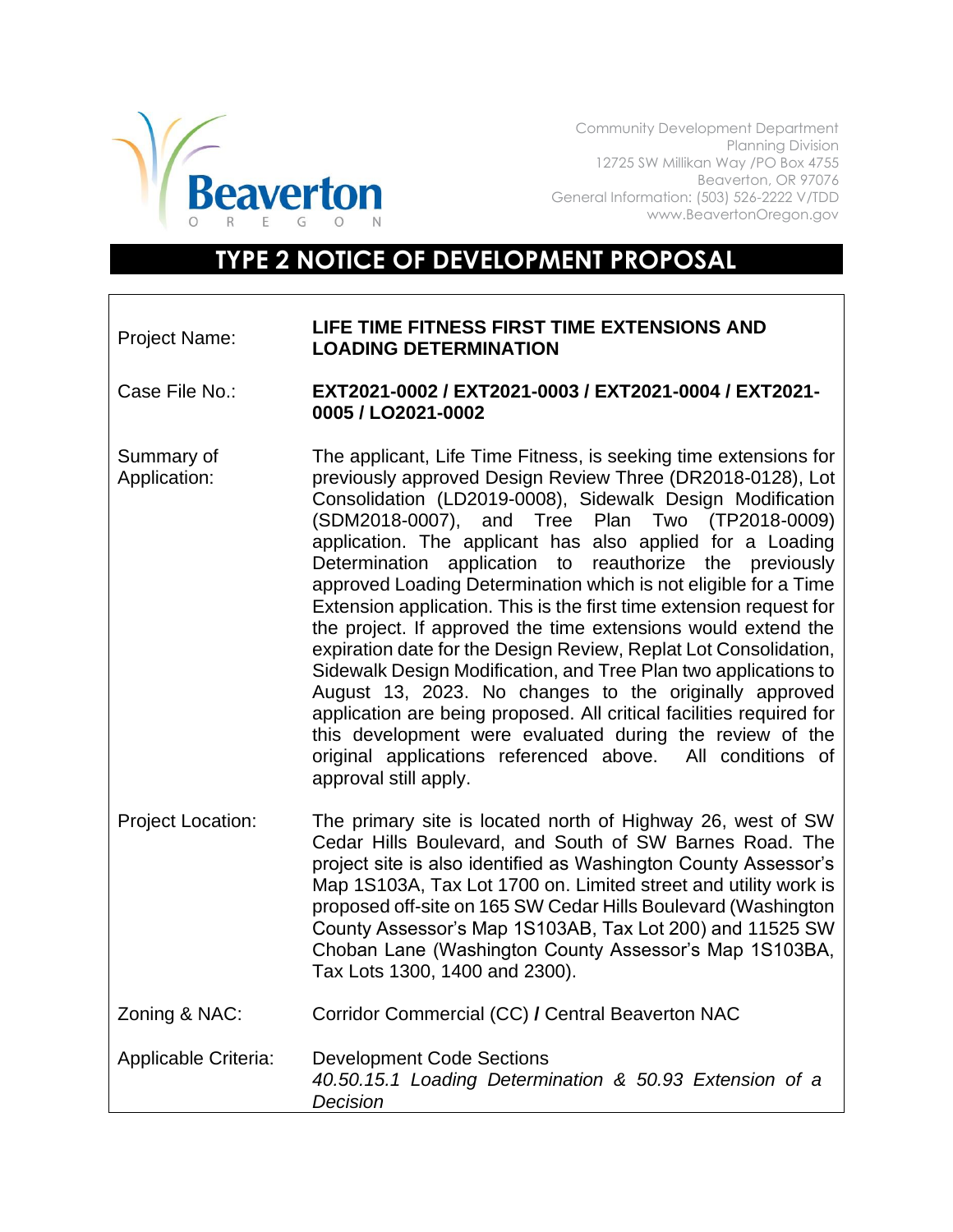Beaverton
OREGON

Community Development Department
Planning Division
12725 SW Millikan Way /PO Box 4755
Beaverton, OR 97076
General Information: (503) 526-2222 V/TDD
www.BeavertonOregon.gov

# TYPE 2 NOTICE OF DEVELOPMENT PROPOSAL

| | |
|---|---|
| Project Name: | **LIFE TIME FITNESS FIRST TIME EXTENSIONS AND LOADING DETERMINATION** |
| Case File No.: | **EXT2021-0002 / EXT2021-0003 / EXT2021-0004 / EXT2021-0005 / LO2021-0002** |
| Summary of Application: | The applicant, Life Time Fitness, is seeking time extensions for previously approved Design Review Three (DR2018-0128), Lot Consolidation (LD2019-0008), Sidewalk Design Modification (SDM2018-0007), and Tree Plan Two (TP2018-0009) application. The applicant has also applied for a Loading Determination application to reauthorize the previously approved Loading Determination which is not eligible for a Time Extension application. This is the first time extension request for the project. If approved the time extensions would extend the expiration date for the Design Review, Replat Lot Consolidation, Sidewalk Design Modification, and Tree Plan two applications to August 13, 2023. No changes to the originally approved application are being proposed. All critical facilities required for this development were evaluated during the review of the original applications referenced above. All conditions of approval still apply. |
| Project Location: | The primary site is located north of Highway 26, west of SW Cedar Hills Boulevard, and South of SW Barnes Road. The project site is also identified as Washington County Assessor's Map 1S103A, Tax Lot 1700 on. Limited street and utility work is proposed off-site on 165 SW Cedar Hills Boulevard (Washington County Assessor's Map 1S103AB, Tax Lot 200) and 11525 SW Choban Lane (Washington County Assessor's Map 1S103BA, Tax Lots 1300, 1400 and 2300). |
| Zoning & NAC: | Corridor Commercial (CC) **/** Central Beaverton NAC |
| Applicable Criteria: | Development Code Sections<br>*40.50.15.1 Loading Determination & 50.93 Extension of a Decision* |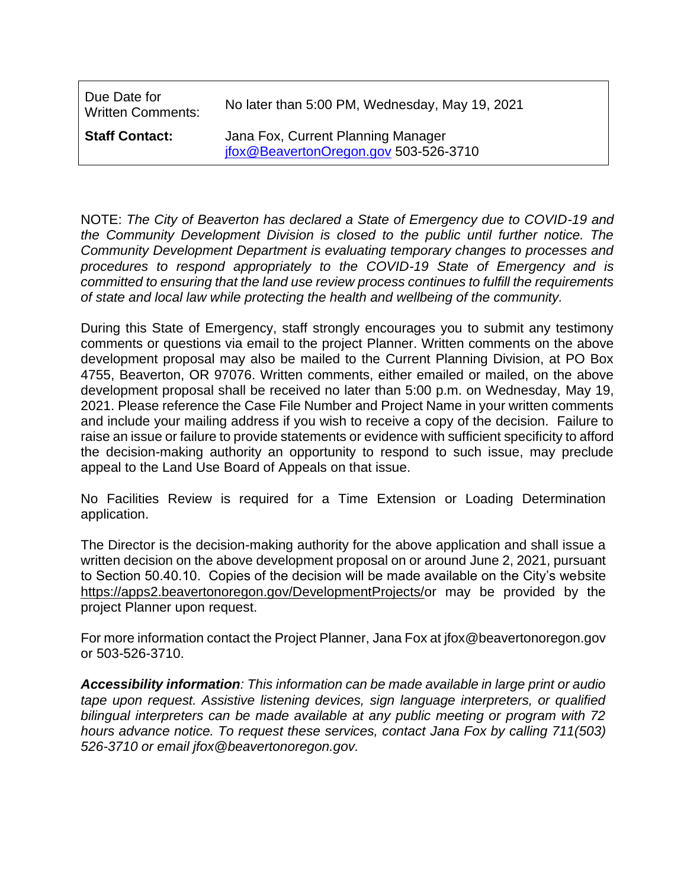| Due Date for Written Comments: | No later than 5:00 PM, Wednesday, May 19, 2021 |
|---|---|
| **Staff Contact:** | Jana Fox, Current Planning Manager [jfox@BeavertonOregon.gov](mailto:jfox@BeavertonOregon.gov) 503-526-3710 |

NOTE: *The City of Beaverton has declared a State of Emergency due to COVID-19 and the Community Development Division is closed to the public until further notice. The Community Development Department is evaluating temporary changes to processes and procedures to respond appropriately to the COVID-19 State of Emergency and is committed to ensuring that the land use review process continues to fulfill the requirements of state and local law while protecting the health and wellbeing of the community.*

During this State of Emergency, staff strongly encourages you to submit any testimony comments or questions via email to the project Planner. Written comments on the above development proposal may also be mailed to the Current Planning Division, at PO Box 4755, Beaverton, OR 97076. Written comments, either emailed or mailed, on the above development proposal shall be received no later than 5:00 p.m. on Wednesday, May 19, 2021. Please reference the Case File Number and Project Name in your written comments and include your mailing address if you wish to receive a copy of the decision. Failure to raise an issue or failure to provide statements or evidence with sufficient specificity to afford the decision-making authority an opportunity to respond to such issue, may preclude appeal to the Land Use Board of Appeals on that issue.

No Facilities Review is required for a Time Extension or Loading Determination application.

The Director is the decision-making authority for the above application and shall issue a written decision on the above development proposal on or around June 2, 2021, pursuant to Section 50.40.10. Copies of the decision will be made available on the City's website https://apps2.beavertonoregon.gov/DevelopmentProjects/or may be provided by the project Planner upon request.

For more information contact the Project Planner, Jana Fox at jfox@beavertonoregon.gov or 503-526-3710.

***Accessibility information**: This information can be made available in large print or audio tape upon request. Assistive listening devices, sign language interpreters, or qualified bilingual interpreters can be made available at any public meeting or program with 72 hours advance notice. To request these services, contact Jana Fox by calling 711(503) 526-3710 or email jfox@beavertonoregon.gov.*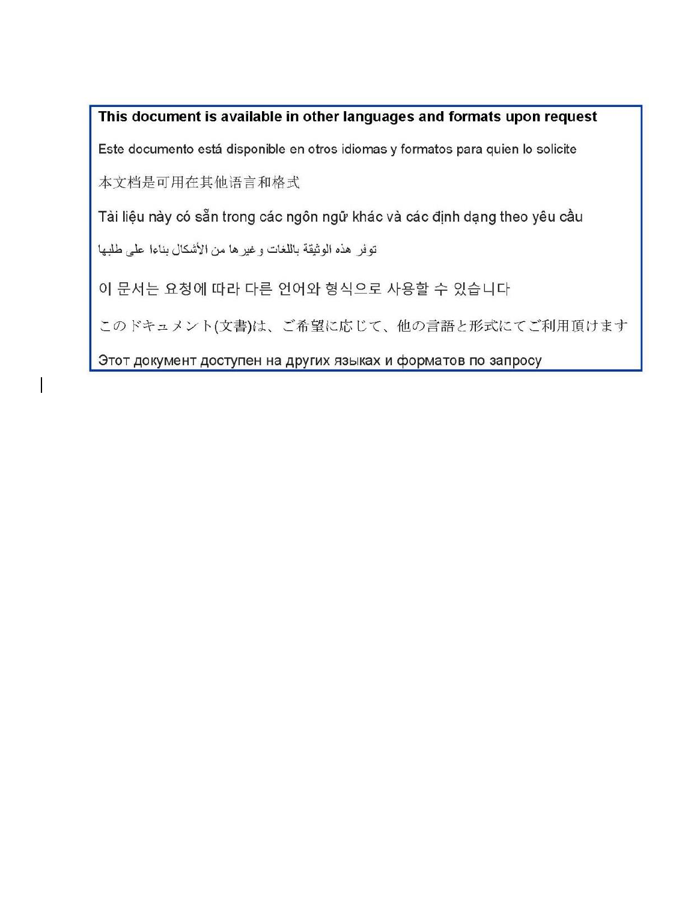**This document is available in other languages and formats upon request**

Este documento está disponible en otros idiomas y formatos para quien lo solicite

本文档是可用在其他语言和格式

Tài liệu này có sẵn trong các ngôn ngữ khác và các định dạng theo yêu cầu

توفر هذه الوثيقة باللغات وغيرها من الأشكال بناءا على طلبها

이 문서는 요청에 따라 다른 언어와 형식으로 사용할 수 있습니다

このドキュメント(文書)は、ご希望に応じて、他の言語と形式にてご利用頂けます

Этот документ доступен на других языках и форматов по запросу